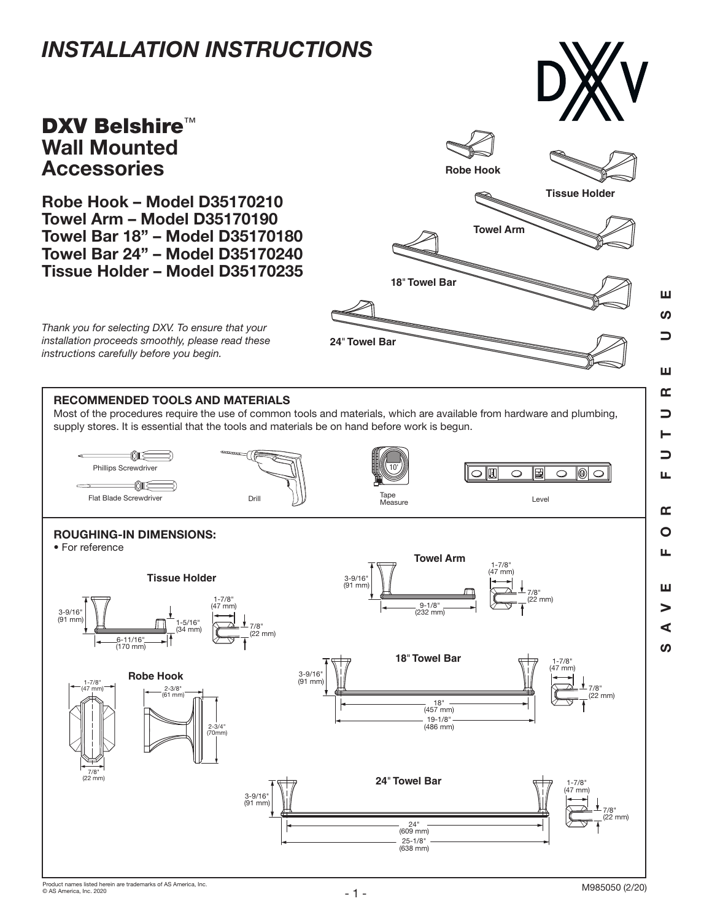# INSTALLATION INSTRUCTIONS

## DXV Belshire™ Wall Mounted Accessories

**Robe Hook – Model D35170210**
**Towel Arm – Model D35170190**
**Towel Bar 18" – Model D35170180**
**Towel Bar 24" – Model D35170240**
**Tissue Holder – Model D35170235**

Robe Hook
Tissue Holder
Towel Arm
18" Towel Bar
24" Towel Bar

*Thank you for selecting DXV. To ensure that your installation proceeds smoothly, please read these instructions carefully before you begin.*

SAVE FOR FUTURE USE

### RECOMMENDED TOOLS AND MATERIALS

Most of the procedures require the use of common tools and materials, which are available from hardware and plumbing, supply stores. It is essential that the tools and materials be on hand before work is begun.

- Phillips Screwdriver
- Flat Blade Screwdriver
- Drill
- Tape Measure
- Level

### ROUGHING-IN DIMENSIONS:

- For reference

**Tissue Holder**
3-9/16" (91 mm); 6-11/16" (170 mm); 1-5/16" (34 mm); 1-7/8" (47 mm); 7/8" (22 mm)

**Towel Arm**
3-9/16" (91 mm); 9-1/8" (232 mm); 1-7/8" (47 mm); 7/8" (22 mm)

**Robe Hook**
1-7/8" (47 mm); 7/8" (22 mm); 2-3/8" (61 mm); 2-3/4" (70mm)

**18" Towel Bar**
3-9/16" (91 mm); 18" (457 mm); 19-1/8" (486 mm); 1-7/8" (47 mm); 7/8" (22 mm)

**24" Towel Bar**
3-9/16" (91 mm); 24" (609 mm); 25-1/8" (638 mm); 1-7/8" (47 mm); 7/8" (22 mm)

Product names listed herein are trademarks of AS America, Inc.
© AS America, Inc. 2020

M985050 (2/20)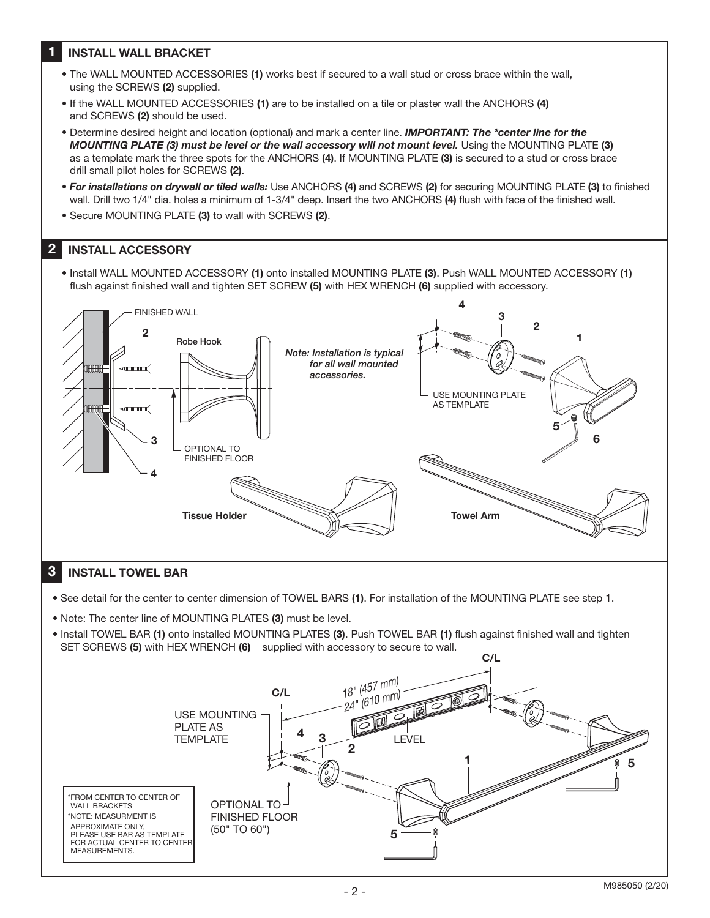## 1 INSTALL WALL BRACKET

- The WALL MOUNTED ACCESSORIES **(1)** works best if secured to a wall stud or cross brace within the wall, using the SCREWS **(2)** supplied.
- If the WALL MOUNTED ACCESSORIES **(1)** are to be installed on a tile or plaster wall the ANCHORS **(4)** and SCREWS **(2)** should be used.
- Determine desired height and location (optional) and mark a center line. ***IMPORTANT: The *center line for the MOUNTING PLATE (3) must be level or the wall accessory will not mount level.*** Using the MOUNTING PLATE **(3)** as a template mark the three spots for the ANCHORS **(4)**. If MOUNTING PLATE **(3)** is secured to a stud or cross brace drill small pilot holes for SCREWS **(2)**.
- ***For installations on drywall or tiled walls:*** Use ANCHORS **(4)** and SCREWS **(2)** for securing MOUNTING PLATE **(3)** to finished wall. Drill two 1/4" dia. holes a minimum of 1-3/4" deep. Insert the two ANCHORS **(4)** flush with face of the finished wall.
- Secure MOUNTING PLATE **(3)** to wall with SCREWS **(2)**.

## 2 INSTALL ACCESSORY

- Install WALL MOUNTED ACCESSORY **(1)** onto installed MOUNTING PLATE **(3)**. Push WALL MOUNTED ACCESSORY **(1)** flush against finished wall and tighten SET SCREW **(5)** with HEX WRENCH **(6)** supplied with accessory.

FINISHED WALL

Robe Hook

*Note: Installation is typical for all wall mounted accessories.*

USE MOUNTING PLATE AS TEMPLATE

OPTIONAL TO FINISHED FLOOR

Tissue Holder

Towel Arm

## 3 INSTALL TOWEL BAR

- See detail for the center to center dimension of TOWEL BARS **(1)**. For installation of the MOUNTING PLATE see step 1.
- Note: The center line of MOUNTING PLATES **(3)** must be level.
- Install TOWEL BAR **(1)** onto installed MOUNTING PLATES **(3)**. Push TOWEL BAR **(1)** flush against finished wall and tighten SET SCREWS **(5)** with HEX WRENCH **(6)** supplied with accessory to secure to wall.

C/L

C/L

18" (457 mm)
24" (610 mm)

USE MOUNTING PLATE AS TEMPLATE

LEVEL

OPTIONAL TO FINISHED FLOOR (50" TO 60")

*FROM CENTER TO CENTER OF WALL BRACKETS
*NOTE: MEASURMENT IS APPROXIMATE ONLY, PLEASE USE BAR AS TEMPLATE FOR ACTUAL CENTER TO CENTER MEASUREMENTS.

M985050 (2/20)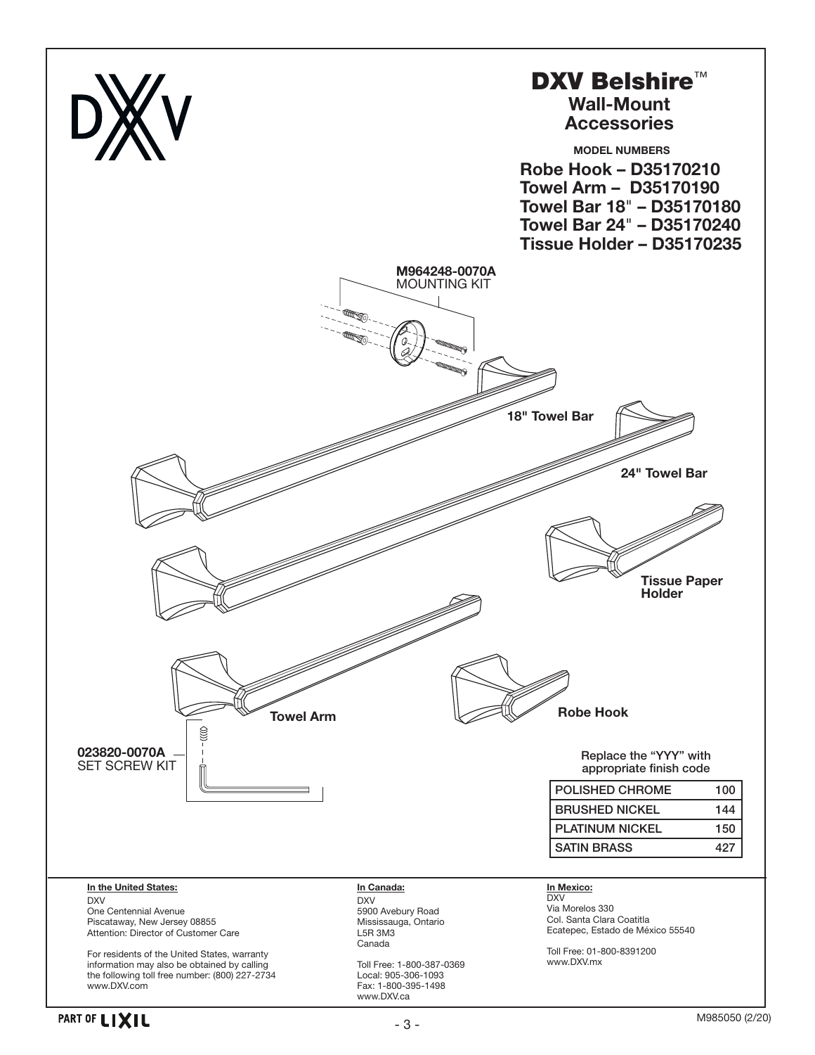# DXV Belshire™

## Wall-Mount Accessories

**MODEL NUMBERS**

**Robe Hook – D35170210**
**Towel Arm – D35170190**
**Towel Bar 18" – D35170180**
**Towel Bar 24" – D35170240**
**Tissue Holder – D35170235**

**M964248-0070A**
MOUNTING KIT

**18" Towel Bar**

**24" Towel Bar**

**Tissue Paper Holder**

**Towel Arm**

**Robe Hook**

**023820-0070A**
SET SCREW KIT

Replace the "YYY" with appropriate finish code

| | |
|---|---|
| POLISHED CHROME | 100 |
| BRUSHED NICKEL | 144 |
| PLATINUM NICKEL | 150 |
| SATIN BRASS | 427 |

**In the United States:**
DXV
One Centennial Avenue
Piscataway, New Jersey 08855
Attention: Director of Customer Care

For residents of the United States, warranty information may also be obtained by calling the following toll free number: (800) 227-2734
www.DXV.com

**In Canada:**
DXV
5900 Avebury Road
Mississauga, Ontario
L5R 3M3
Canada

Toll Free: 1-800-387-0369
Local: 905-306-1093
Fax: 1-800-395-1498
www.DXV.ca

**In Mexico:**
DXV
Via Morelos 330
Col. Santa Clara Coatitla
Ecatepec, Estado de México 55540

Toll Free: 01-800-8391200
www.DXV.mx

PART OF LIXIL

M985050 (2/20)